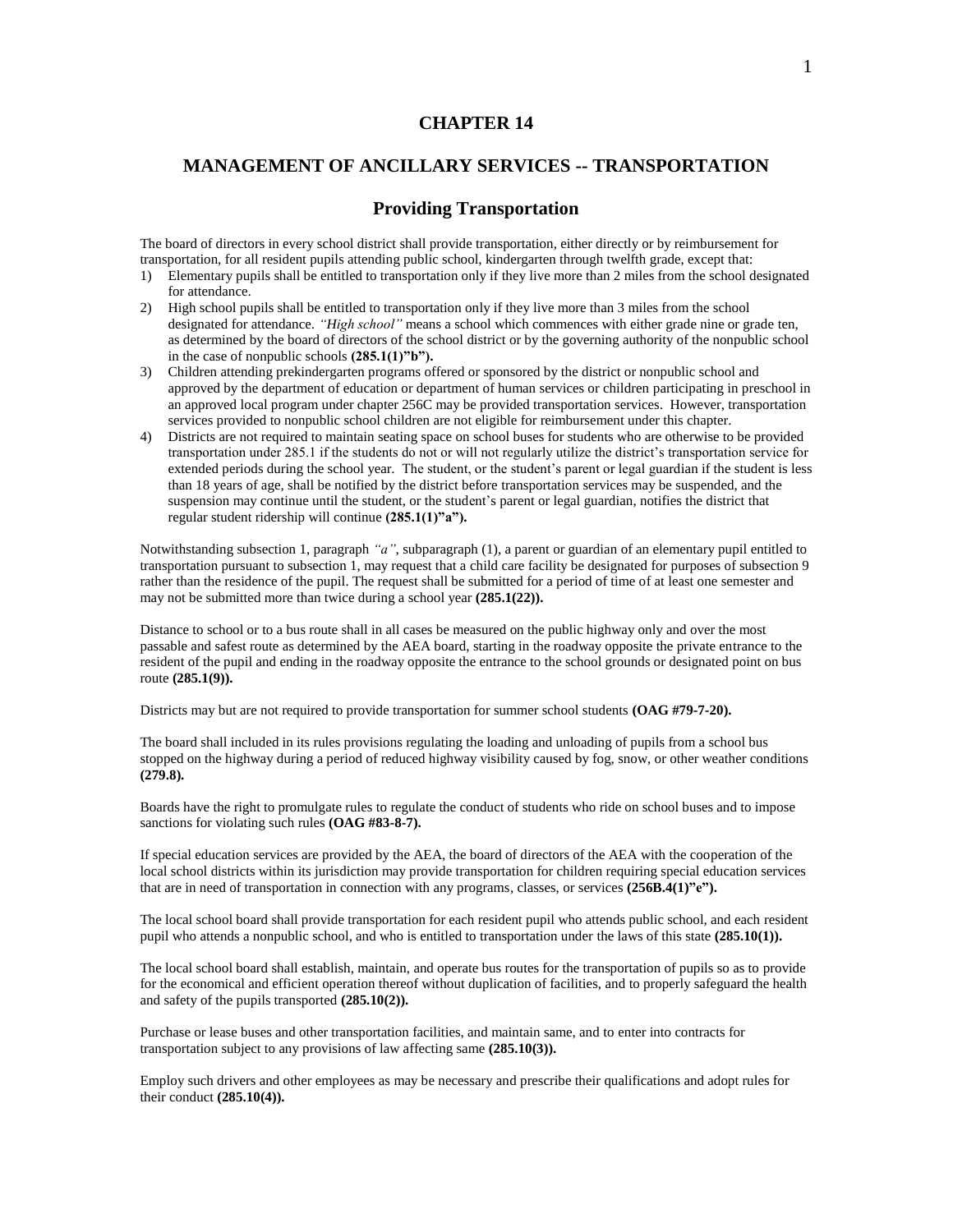# CHAPTER 14

## MANAGEMENT OF ANCILLARY SERVICES -- TRANSPORTATION

### Providing Transportation

The board of directors in every school district shall provide transportation, either directly or by reimbursement for transportation, for all resident pupils attending public school, kindergarten through twelfth grade, except that:

1) Elementary pupils shall be entitled to transportation only if they live more than 2 miles from the school designated for attendance.
2) High school pupils shall be entitled to transportation only if they live more than 3 miles from the school designated for attendance. *"High school"* means a school which commences with either grade nine or grade ten, as determined by the board of directors of the school district or by the governing authority of the nonpublic school in the case of nonpublic schools **(285.1(1)"b").**
3) Children attending prekindergarten programs offered or sponsored by the district or nonpublic school and approved by the department of education or department of human services or children participating in preschool in an approved local program under chapter 256C may be provided transportation services. However, transportation services provided to nonpublic school children are not eligible for reimbursement under this chapter.
4) Districts are not required to maintain seating space on school buses for students who are otherwise to be provided transportation under 285.1 if the students do not or will not regularly utilize the district's transportation service for extended periods during the school year. The student, or the student's parent or legal guardian if the student is less than 18 years of age, shall be notified by the district before transportation services may be suspended, and the suspension may continue until the student, or the student's parent or legal guardian, notifies the district that regular student ridership will continue **(285.1(1)"a").**

Notwithstanding subsection 1, paragraph *"a"*, subparagraph (1), a parent or guardian of an elementary pupil entitled to transportation pursuant to subsection 1, may request that a child care facility be designated for purposes of subsection 9 rather than the residence of the pupil. The request shall be submitted for a period of time of at least one semester and may not be submitted more than twice during a school year **(285.1(22)).**

Distance to school or to a bus route shall in all cases be measured on the public highway only and over the most passable and safest route as determined by the AEA board, starting in the roadway opposite the private entrance to the resident of the pupil and ending in the roadway opposite the entrance to the school grounds or designated point on bus route **(285.1(9)).**

Districts may but are not required to provide transportation for summer school students **(OAG #79-7-20).**

The board shall included in its rules provisions regulating the loading and unloading of pupils from a school bus stopped on the highway during a period of reduced highway visibility caused by fog, snow, or other weather conditions **(279.8).**

Boards have the right to promulgate rules to regulate the conduct of students who ride on school buses and to impose sanctions for violating such rules **(OAG #83-8-7).**

If special education services are provided by the AEA, the board of directors of the AEA with the cooperation of the local school districts within its jurisdiction may provide transportation for children requiring special education services that are in need of transportation in connection with any programs, classes, or services **(256B.4(1)"e").**

The local school board shall provide transportation for each resident pupil who attends public school, and each resident pupil who attends a nonpublic school, and who is entitled to transportation under the laws of this state **(285.10(1)).**

The local school board shall establish, maintain, and operate bus routes for the transportation of pupils so as to provide for the economical and efficient operation thereof without duplication of facilities, and to properly safeguard the health and safety of the pupils transported **(285.10(2)).**

Purchase or lease buses and other transportation facilities, and maintain same, and to enter into contracts for transportation subject to any provisions of law affecting same **(285.10(3)).**

Employ such drivers and other employees as may be necessary and prescribe their qualifications and adopt rules for their conduct **(285.10(4)).**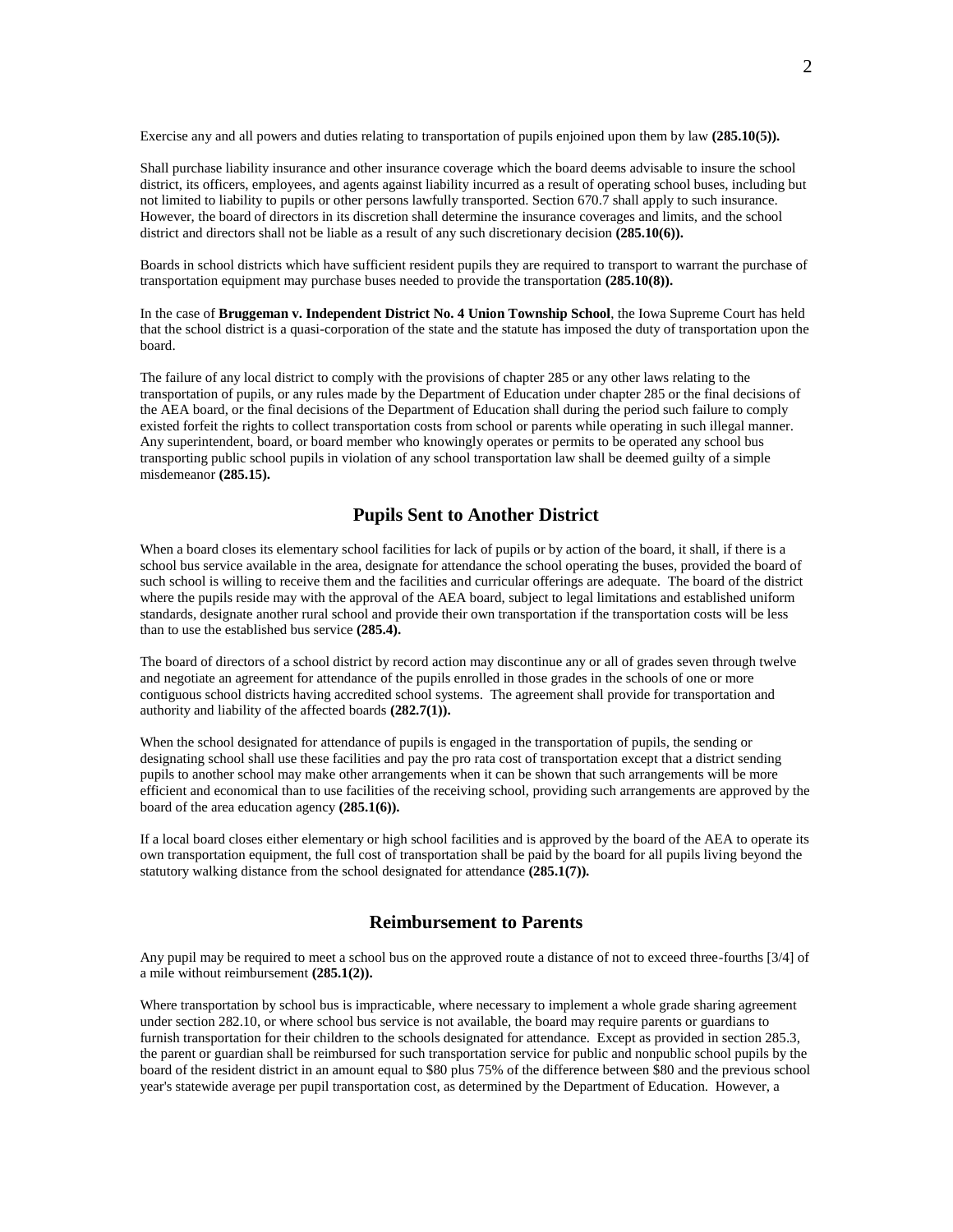Exercise any and all powers and duties relating to transportation of pupils enjoined upon them by law **(285.10(5)).**

Shall purchase liability insurance and other insurance coverage which the board deems advisable to insure the school district, its officers, employees, and agents against liability incurred as a result of operating school buses, including but not limited to liability to pupils or other persons lawfully transported. Section 670.7 shall apply to such insurance. However, the board of directors in its discretion shall determine the insurance coverages and limits, and the school district and directors shall not be liable as a result of any such discretionary decision **(285.10(6)).**

Boards in school districts which have sufficient resident pupils they are required to transport to warrant the purchase of transportation equipment may purchase buses needed to provide the transportation **(285.10(8)).**

In the case of **Bruggeman v. Independent District No. 4 Union Township School**, the Iowa Supreme Court has held that the school district is a quasi-corporation of the state and the statute has imposed the duty of transportation upon the board.

The failure of any local district to comply with the provisions of chapter 285 or any other laws relating to the transportation of pupils, or any rules made by the Department of Education under chapter 285 or the final decisions of the AEA board, or the final decisions of the Department of Education shall during the period such failure to comply existed forfeit the rights to collect transportation costs from school or parents while operating in such illegal manner. Any superintendent, board, or board member who knowingly operates or permits to be operated any school bus transporting public school pupils in violation of any school transportation law shall be deemed guilty of a simple misdemeanor **(285.15).**

## Pupils Sent to Another District

When a board closes its elementary school facilities for lack of pupils or by action of the board, it shall, if there is a school bus service available in the area, designate for attendance the school operating the buses, provided the board of such school is willing to receive them and the facilities and curricular offerings are adequate. The board of the district where the pupils reside may with the approval of the AEA board, subject to legal limitations and established uniform standards, designate another rural school and provide their own transportation if the transportation costs will be less than to use the established bus service **(285.4).**

The board of directors of a school district by record action may discontinue any or all of grades seven through twelve and negotiate an agreement for attendance of the pupils enrolled in those grades in the schools of one or more contiguous school districts having accredited school systems. The agreement shall provide for transportation and authority and liability of the affected boards **(282.7(1)).**

When the school designated for attendance of pupils is engaged in the transportation of pupils, the sending or designating school shall use these facilities and pay the pro rata cost of transportation except that a district sending pupils to another school may make other arrangements when it can be shown that such arrangements will be more efficient and economical than to use facilities of the receiving school, providing such arrangements are approved by the board of the area education agency **(285.1(6)).**

If a local board closes either elementary or high school facilities and is approved by the board of the AEA to operate its own transportation equipment, the full cost of transportation shall be paid by the board for all pupils living beyond the statutory walking distance from the school designated for attendance **(285.1(7)).**

## Reimbursement to Parents

Any pupil may be required to meet a school bus on the approved route a distance of not to exceed three-fourths [3/4] of a mile without reimbursement **(285.1(2)).**

Where transportation by school bus is impracticable, where necessary to implement a whole grade sharing agreement under section 282.10, or where school bus service is not available, the board may require parents or guardians to furnish transportation for their children to the schools designated for attendance. Except as provided in section 285.3, the parent or guardian shall be reimbursed for such transportation service for public and nonpublic school pupils by the board of the resident district in an amount equal to $80 plus 75% of the difference between $80 and the previous school year's statewide average per pupil transportation cost, as determined by the Department of Education. However, a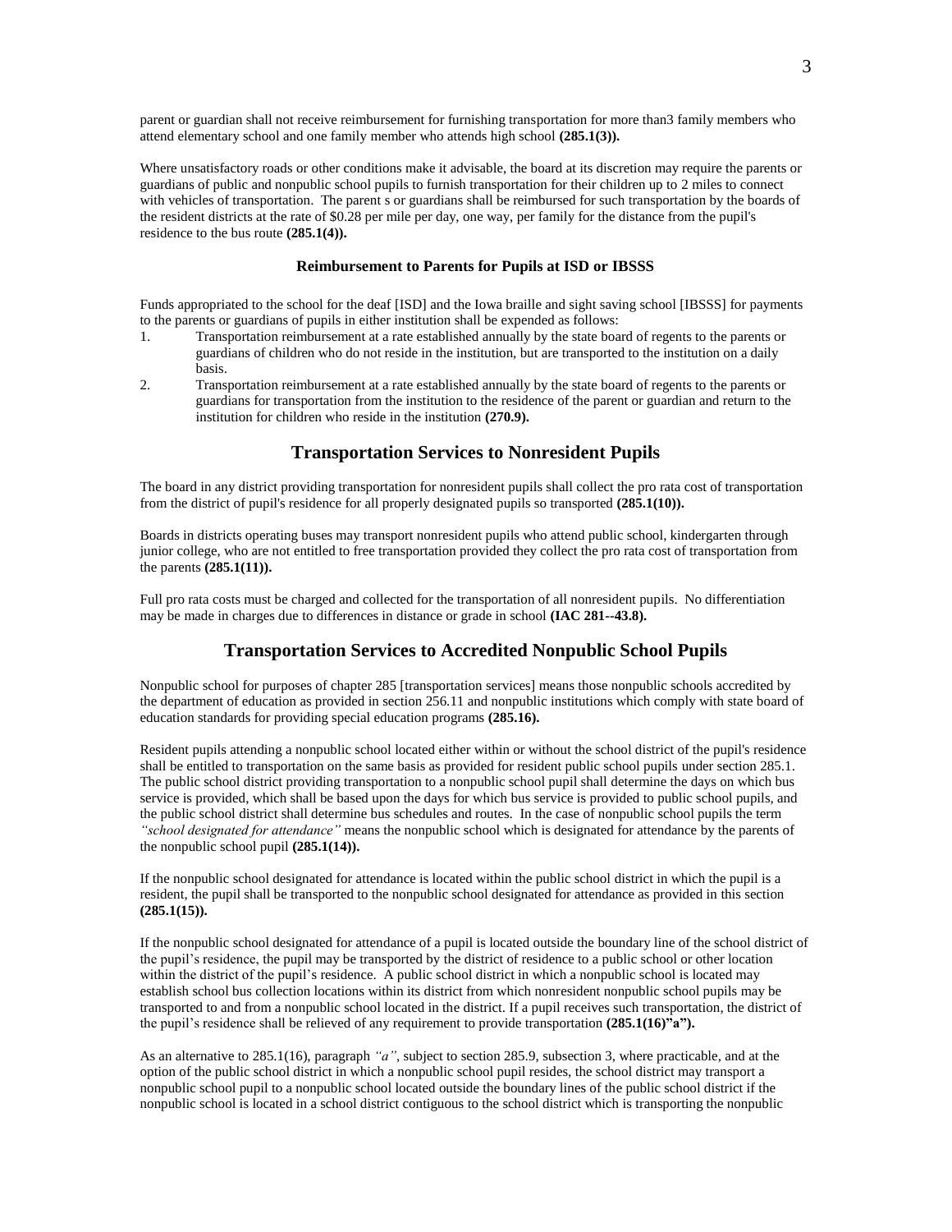parent or guardian shall not receive reimbursement for furnishing transportation for more than3 family members who attend elementary school and one family member who attends high school **(285.1(3)).**

Where unsatisfactory roads or other conditions make it advisable, the board at its discretion may require the parents or guardians of public and nonpublic school pupils to furnish transportation for their children up to 2 miles to connect with vehicles of transportation. The parent s or guardians shall be reimbursed for such transportation by the boards of the resident districts at the rate of $0.28 per mile per day, one way, per family for the distance from the pupil's residence to the bus route **(285.1(4)).**

### Reimbursement to Parents for Pupils at ISD or IBSSS

Funds appropriated to the school for the deaf [ISD] and the Iowa braille and sight saving school [IBSSS] for payments to the parents or guardians of pupils in either institution shall be expended as follows:

1. Transportation reimbursement at a rate established annually by the state board of regents to the parents or guardians of children who do not reside in the institution, but are transported to the institution on a daily basis.
2. Transportation reimbursement at a rate established annually by the state board of regents to the parents or guardians for transportation from the institution to the residence of the parent or guardian and return to the institution for children who reside in the institution **(270.9).**

## Transportation Services to Nonresident Pupils

The board in any district providing transportation for nonresident pupils shall collect the pro rata cost of transportation from the district of pupil's residence for all properly designated pupils so transported **(285.1(10)).**

Boards in districts operating buses may transport nonresident pupils who attend public school, kindergarten through junior college, who are not entitled to free transportation provided they collect the pro rata cost of transportation from the parents **(285.1(11)).**

Full pro rata costs must be charged and collected for the transportation of all nonresident pupils. No differentiation may be made in charges due to differences in distance or grade in school **(IAC 281--43.8).**

## Transportation Services to Accredited Nonpublic School Pupils

Nonpublic school for purposes of chapter 285 [transportation services] means those nonpublic schools accredited by the department of education as provided in section 256.11 and nonpublic institutions which comply with state board of education standards for providing special education programs **(285.16).**

Resident pupils attending a nonpublic school located either within or without the school district of the pupil's residence shall be entitled to transportation on the same basis as provided for resident public school pupils under section 285.1. The public school district providing transportation to a nonpublic school pupil shall determine the days on which bus service is provided, which shall be based upon the days for which bus service is provided to public school pupils, and the public school district shall determine bus schedules and routes. In the case of nonpublic school pupils the term *"school designated for attendance"* means the nonpublic school which is designated for attendance by the parents of the nonpublic school pupil **(285.1(14)).**

If the nonpublic school designated for attendance is located within the public school district in which the pupil is a resident, the pupil shall be transported to the nonpublic school designated for attendance as provided in this section **(285.1(15)).**

If the nonpublic school designated for attendance of a pupil is located outside the boundary line of the school district of the pupil's residence, the pupil may be transported by the district of residence to a public school or other location within the district of the pupil's residence. A public school district in which a nonpublic school is located may establish school bus collection locations within its district from which nonresident nonpublic school pupils may be transported to and from a nonpublic school located in the district. If a pupil receives such transportation, the district of the pupil's residence shall be relieved of any requirement to provide transportation **(285.1(16)"a").**

As an alternative to 285.1(16), paragraph *"a"*, subject to section 285.9, subsection 3, where practicable, and at the option of the public school district in which a nonpublic school pupil resides, the school district may transport a nonpublic school pupil to a nonpublic school located outside the boundary lines of the public school district if the nonpublic school is located in a school district contiguous to the school district which is transporting the nonpublic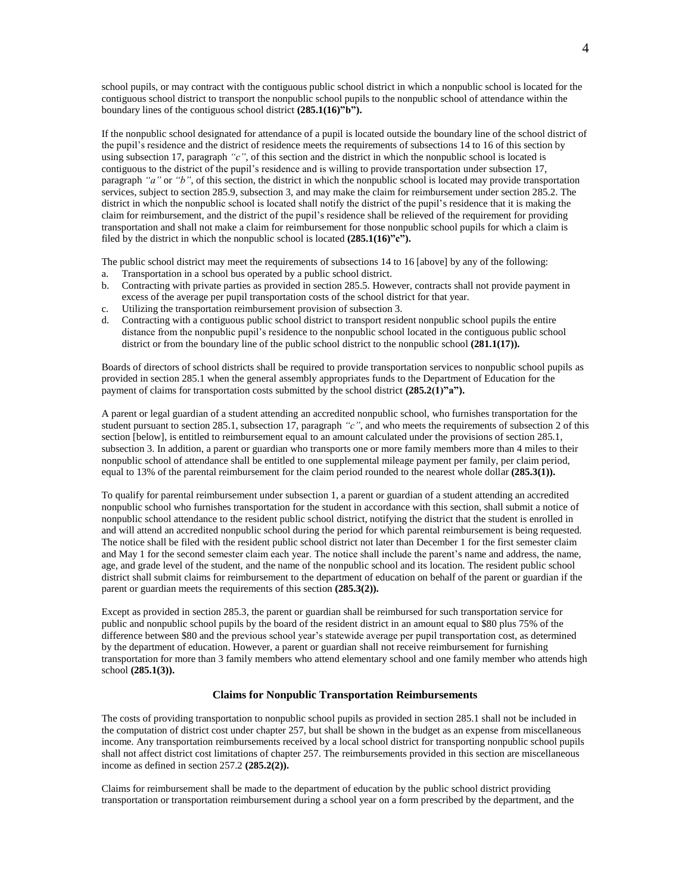school pupils, or may contract with the contiguous public school district in which a nonpublic school is located for the contiguous school district to transport the nonpublic school pupils to the nonpublic school of attendance within the boundary lines of the contiguous school district **(285.1(16)"b").**

If the nonpublic school designated for attendance of a pupil is located outside the boundary line of the school district of the pupil's residence and the district of residence meets the requirements of subsections 14 to 16 of this section by using subsection 17, paragraph *"c"*, of this section and the district in which the nonpublic school is located is contiguous to the district of the pupil's residence and is willing to provide transportation under subsection 17, paragraph *"a"* or *"b"*, of this section, the district in which the nonpublic school is located may provide transportation services, subject to section 285.9, subsection 3, and may make the claim for reimbursement under section 285.2. The district in which the nonpublic school is located shall notify the district of the pupil's residence that it is making the claim for reimbursement, and the district of the pupil's residence shall be relieved of the requirement for providing transportation and shall not make a claim for reimbursement for those nonpublic school pupils for which a claim is filed by the district in which the nonpublic school is located **(285.1(16)"c").**

The public school district may meet the requirements of subsections 14 to 16 [above] by any of the following:

a. Transportation in a school bus operated by a public school district.
b. Contracting with private parties as provided in section 285.5. However, contracts shall not provide payment in excess of the average per pupil transportation costs of the school district for that year.
c. Utilizing the transportation reimbursement provision of subsection 3.
d. Contracting with a contiguous public school district to transport resident nonpublic school pupils the entire distance from the nonpublic pupil's residence to the nonpublic school located in the contiguous public school district or from the boundary line of the public school district to the nonpublic school **(281.1(17)).**

Boards of directors of school districts shall be required to provide transportation services to nonpublic school pupils as provided in section 285.1 when the general assembly appropriates funds to the Department of Education for the payment of claims for transportation costs submitted by the school district **(285.2(1)"a").**

A parent or legal guardian of a student attending an accredited nonpublic school, who furnishes transportation for the student pursuant to section 285.1, subsection 17, paragraph *"c"*, and who meets the requirements of subsection 2 of this section [below], is entitled to reimbursement equal to an amount calculated under the provisions of section 285.1, subsection 3. In addition, a parent or guardian who transports one or more family members more than 4 miles to their nonpublic school of attendance shall be entitled to one supplemental mileage payment per family, per claim period, equal to 13% of the parental reimbursement for the claim period rounded to the nearest whole dollar **(285.3(1)).**

To qualify for parental reimbursement under subsection 1, a parent or guardian of a student attending an accredited nonpublic school who furnishes transportation for the student in accordance with this section, shall submit a notice of nonpublic school attendance to the resident public school district, notifying the district that the student is enrolled in and will attend an accredited nonpublic school during the period for which parental reimbursement is being requested. The notice shall be filed with the resident public school district not later than December 1 for the first semester claim and May 1 for the second semester claim each year. The notice shall include the parent's name and address, the name, age, and grade level of the student, and the name of the nonpublic school and its location. The resident public school district shall submit claims for reimbursement to the department of education on behalf of the parent or guardian if the parent or guardian meets the requirements of this section **(285.3(2)).**

Except as provided in section 285.3, the parent or guardian shall be reimbursed for such transportation service for public and nonpublic school pupils by the board of the resident district in an amount equal to $80 plus 75% of the difference between $80 and the previous school year's statewide average per pupil transportation cost, as determined by the department of education. However, a parent or guardian shall not receive reimbursement for furnishing transportation for more than 3 family members who attend elementary school and one family member who attends high school **(285.1(3)).**

### Claims for Nonpublic Transportation Reimbursements

The costs of providing transportation to nonpublic school pupils as provided in section 285.1 shall not be included in the computation of district cost under chapter 257, but shall be shown in the budget as an expense from miscellaneous income. Any transportation reimbursements received by a local school district for transporting nonpublic school pupils shall not affect district cost limitations of chapter 257. The reimbursements provided in this section are miscellaneous income as defined in section 257.2 **(285.2(2)).**

Claims for reimbursement shall be made to the department of education by the public school district providing transportation or transportation reimbursement during a school year on a form prescribed by the department, and the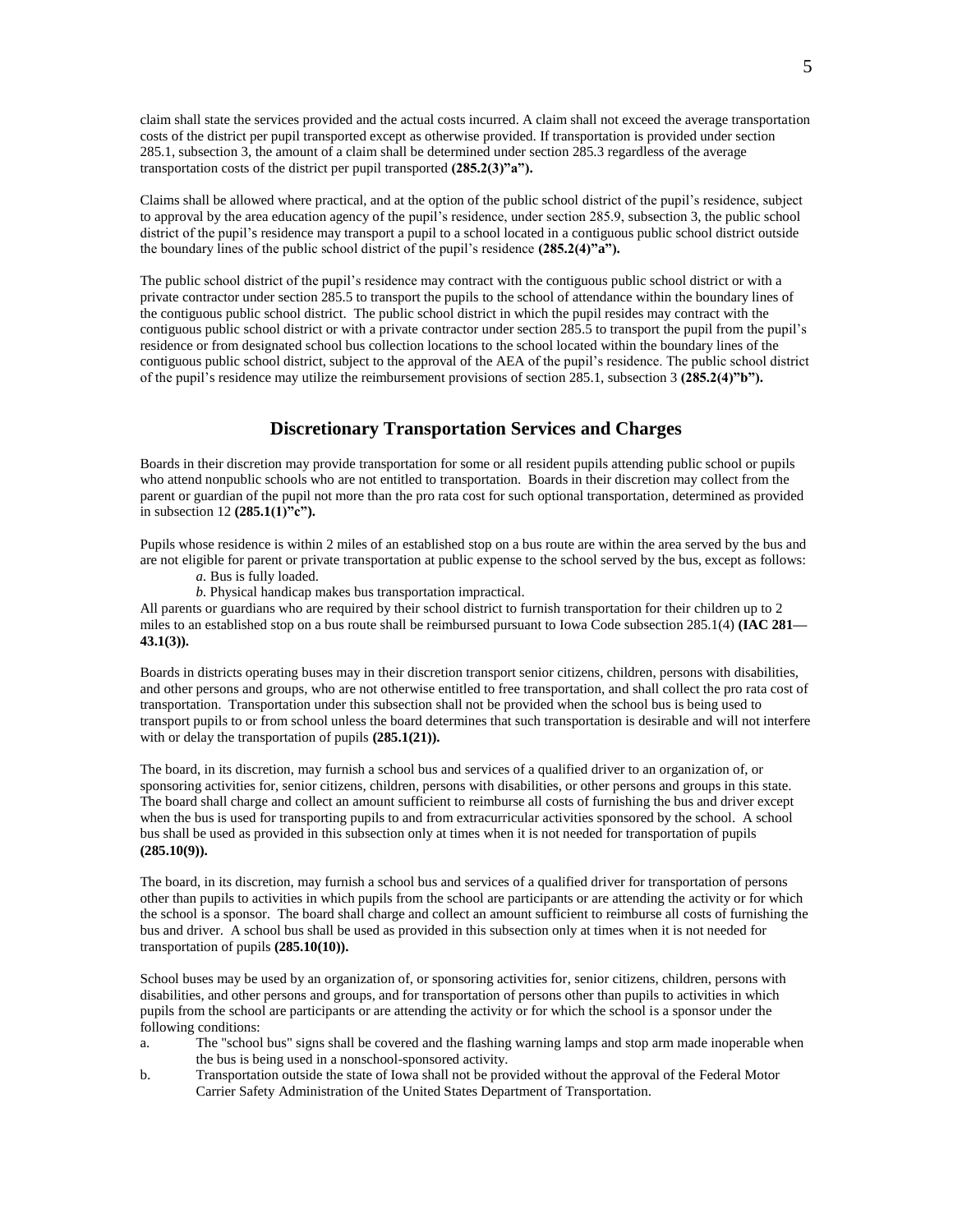claim shall state the services provided and the actual costs incurred. A claim shall not exceed the average transportation costs of the district per pupil transported except as otherwise provided. If transportation is provided under section 285.1, subsection 3, the amount of a claim shall be determined under section 285.3 regardless of the average transportation costs of the district per pupil transported **(285.2(3)"a").**

Claims shall be allowed where practical, and at the option of the public school district of the pupil's residence, subject to approval by the area education agency of the pupil's residence, under section 285.9, subsection 3, the public school district of the pupil's residence may transport a pupil to a school located in a contiguous public school district outside the boundary lines of the public school district of the pupil's residence **(285.2(4)"a").**

The public school district of the pupil's residence may contract with the contiguous public school district or with a private contractor under section 285.5 to transport the pupils to the school of attendance within the boundary lines of the contiguous public school district. The public school district in which the pupil resides may contract with the contiguous public school district or with a private contractor under section 285.5 to transport the pupil from the pupil's residence or from designated school bus collection locations to the school located within the boundary lines of the contiguous public school district, subject to the approval of the AEA of the pupil's residence. The public school district of the pupil's residence may utilize the reimbursement provisions of section 285.1, subsection 3 **(285.2(4)"b").**

## Discretionary Transportation Services and Charges

Boards in their discretion may provide transportation for some or all resident pupils attending public school or pupils who attend nonpublic schools who are not entitled to transportation. Boards in their discretion may collect from the parent or guardian of the pupil not more than the pro rata cost for such optional transportation, determined as provided in subsection 12 **(285.1(1)"c").**

Pupils whose residence is within 2 miles of an established stop on a bus route are within the area served by the bus and are not eligible for parent or private transportation at public expense to the school served by the bus, except as follows:

*a*. Bus is fully loaded.

*b*. Physical handicap makes bus transportation impractical.

All parents or guardians who are required by their school district to furnish transportation for their children up to 2 miles to an established stop on a bus route shall be reimbursed pursuant to Iowa Code subsection 285.1(4) **(IAC 281—43.1(3)).**

Boards in districts operating buses may in their discretion transport senior citizens, children, persons with disabilities, and other persons and groups, who are not otherwise entitled to free transportation, and shall collect the pro rata cost of transportation. Transportation under this subsection shall not be provided when the school bus is being used to transport pupils to or from school unless the board determines that such transportation is desirable and will not interfere with or delay the transportation of pupils **(285.1(21)).**

The board, in its discretion, may furnish a school bus and services of a qualified driver to an organization of, or sponsoring activities for, senior citizens, children, persons with disabilities, or other persons and groups in this state. The board shall charge and collect an amount sufficient to reimburse all costs of furnishing the bus and driver except when the bus is used for transporting pupils to and from extracurricular activities sponsored by the school. A school bus shall be used as provided in this subsection only at times when it is not needed for transportation of pupils **(285.10(9)).**

The board, in its discretion, may furnish a school bus and services of a qualified driver for transportation of persons other than pupils to activities in which pupils from the school are participants or are attending the activity or for which the school is a sponsor. The board shall charge and collect an amount sufficient to reimburse all costs of furnishing the bus and driver. A school bus shall be used as provided in this subsection only at times when it is not needed for transportation of pupils **(285.10(10)).**

School buses may be used by an organization of, or sponsoring activities for, senior citizens, children, persons with disabilities, and other persons and groups, and for transportation of persons other than pupils to activities in which pupils from the school are participants or are attending the activity or for which the school is a sponsor under the following conditions:

a. The "school bus" signs shall be covered and the flashing warning lamps and stop arm made inoperable when the bus is being used in a nonschool-sponsored activity.

b. Transportation outside the state of Iowa shall not be provided without the approval of the Federal Motor Carrier Safety Administration of the United States Department of Transportation.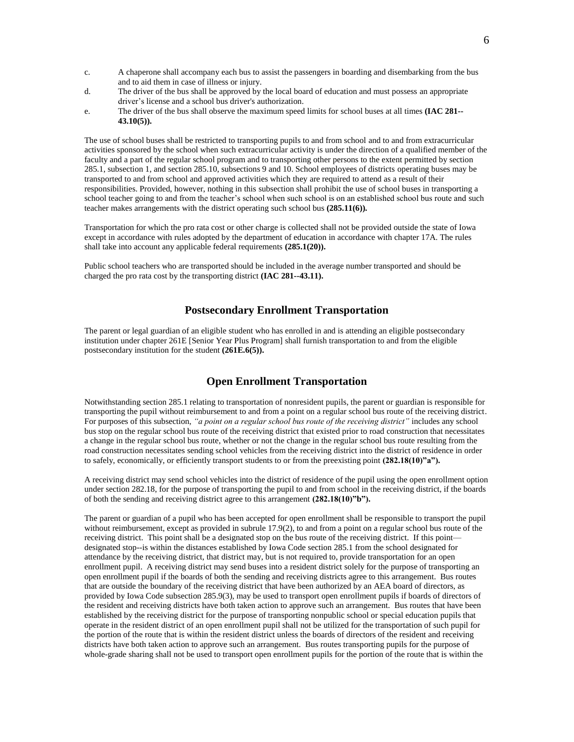c. A chaperone shall accompany each bus to assist the passengers in boarding and disembarking from the bus and to aid them in case of illness or injury.

d. The driver of the bus shall be approved by the local board of education and must possess an appropriate driver's license and a school bus driver's authorization.

e. The driver of the bus shall observe the maximum speed limits for school buses at all times **(IAC 281--43.10(5)).**

The use of school buses shall be restricted to transporting pupils to and from school and to and from extracurricular activities sponsored by the school when such extracurricular activity is under the direction of a qualified member of the faculty and a part of the regular school program and to transporting other persons to the extent permitted by section 285.1, subsection 1, and section 285.10, subsections 9 and 10. School employees of districts operating buses may be transported to and from school and approved activities which they are required to attend as a result of their responsibilities. Provided, however, nothing in this subsection shall prohibit the use of school buses in transporting a school teacher going to and from the teacher's school when such school is on an established school bus route and such teacher makes arrangements with the district operating such school bus **(285.11(6)).**

Transportation for which the pro rata cost or other charge is collected shall not be provided outside the state of Iowa except in accordance with rules adopted by the department of education in accordance with chapter 17A. The rules shall take into account any applicable federal requirements **(285.1(20)).**

Public school teachers who are transported should be included in the average number transported and should be charged the pro rata cost by the transporting district **(IAC 281--43.11).**

## Postsecondary Enrollment Transportation

The parent or legal guardian of an eligible student who has enrolled in and is attending an eligible postsecondary institution under chapter 261E [Senior Year Plus Program] shall furnish transportation to and from the eligible postsecondary institution for the student **(261E.6(5)).**

## Open Enrollment Transportation

Notwithstanding section 285.1 relating to transportation of nonresident pupils, the parent or guardian is responsible for transporting the pupil without reimbursement to and from a point on a regular school bus route of the receiving district. For purposes of this subsection, *"a point on a regular school bus route of the receiving district"* includes any school bus stop on the regular school bus route of the receiving district that existed prior to road construction that necessitates a change in the regular school bus route, whether or not the change in the regular school bus route resulting from the road construction necessitates sending school vehicles from the receiving district into the district of residence in order to safely, economically, or efficiently transport students to or from the preexisting point **(282.18(10)"a").**

A receiving district may send school vehicles into the district of residence of the pupil using the open enrollment option under section 282.18, for the purpose of transporting the pupil to and from school in the receiving district, if the boards of both the sending and receiving district agree to this arrangement **(282.18(10)"b").**

The parent or guardian of a pupil who has been accepted for open enrollment shall be responsible to transport the pupil without reimbursement, except as provided in subrule 17.9(2), to and from a point on a regular school bus route of the receiving district. This point shall be a designated stop on the bus route of the receiving district. If this point—designated stop--is within the distances established by Iowa Code section 285.1 from the school designated for attendance by the receiving district, that district may, but is not required to, provide transportation for an open enrollment pupil. A receiving district may send buses into a resident district solely for the purpose of transporting an open enrollment pupil if the boards of both the sending and receiving districts agree to this arrangement. Bus routes that are outside the boundary of the receiving district that have been authorized by an AEA board of directors, as provided by Iowa Code subsection 285.9(3), may be used to transport open enrollment pupils if boards of directors of the resident and receiving districts have both taken action to approve such an arrangement. Bus routes that have been established by the receiving district for the purpose of transporting nonpublic school or special education pupils that operate in the resident district of an open enrollment pupil shall not be utilized for the transportation of such pupil for the portion of the route that is within the resident district unless the boards of directors of the resident and receiving districts have both taken action to approve such an arrangement. Bus routes transporting pupils for the purpose of whole-grade sharing shall not be used to transport open enrollment pupils for the portion of the route that is within the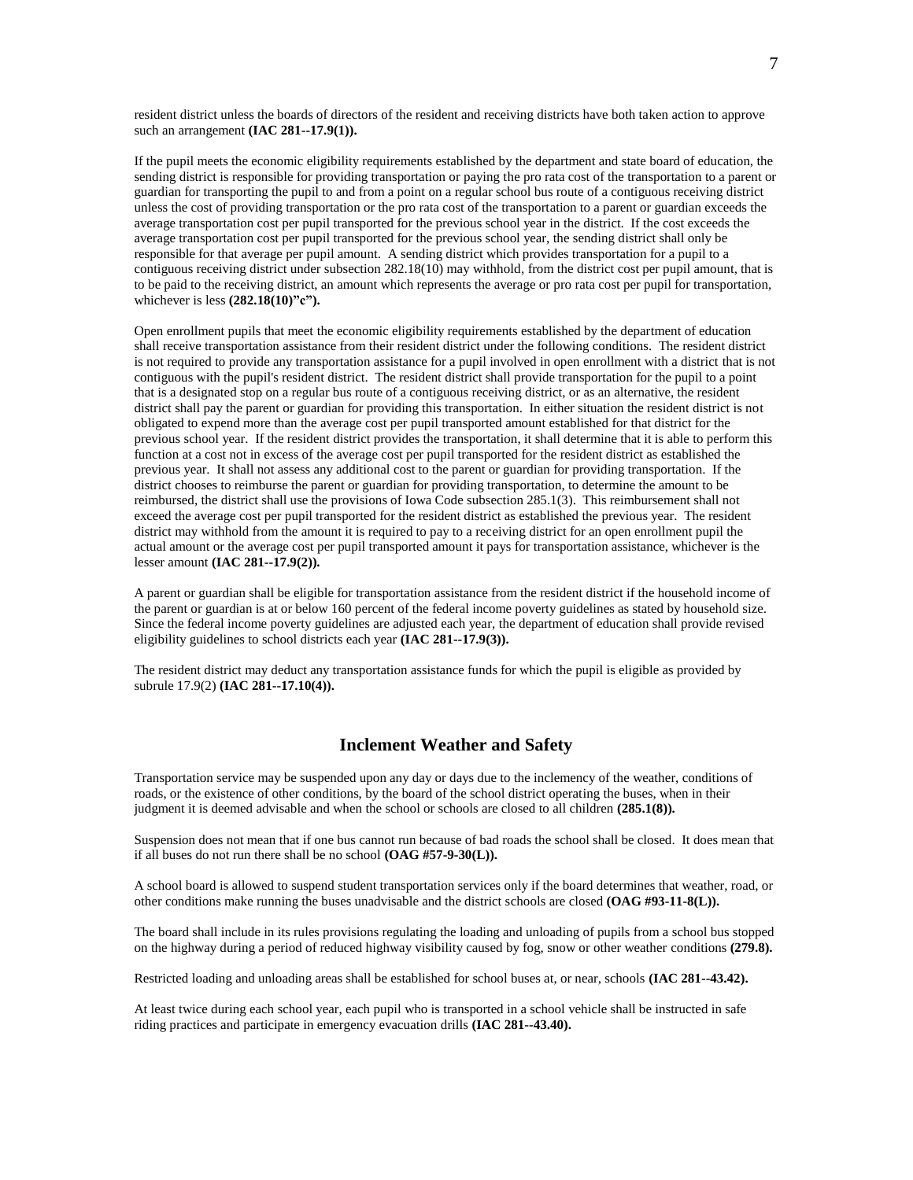resident district unless the boards of directors of the resident and receiving districts have both taken action to approve such an arrangement **(IAC 281--17.9(1)).**

If the pupil meets the economic eligibility requirements established by the department and state board of education, the sending district is responsible for providing transportation or paying the pro rata cost of the transportation to a parent or guardian for transporting the pupil to and from a point on a regular school bus route of a contiguous receiving district unless the cost of providing transportation or the pro rata cost of the transportation to a parent or guardian exceeds the average transportation cost per pupil transported for the previous school year in the district. If the cost exceeds the average transportation cost per pupil transported for the previous school year, the sending district shall only be responsible for that average per pupil amount. A sending district which provides transportation for a pupil to a contiguous receiving district under subsection 282.18(10) may withhold, from the district cost per pupil amount, that is to be paid to the receiving district, an amount which represents the average or pro rata cost per pupil for transportation, whichever is less **(282.18(10)"c").**

Open enrollment pupils that meet the economic eligibility requirements established by the department of education shall receive transportation assistance from their resident district under the following conditions. The resident district is not required to provide any transportation assistance for a pupil involved in open enrollment with a district that is not contiguous with the pupil's resident district. The resident district shall provide transportation for the pupil to a point that is a designated stop on a regular bus route of a contiguous receiving district, or as an alternative, the resident district shall pay the parent or guardian for providing this transportation. In either situation the resident district is not obligated to expend more than the average cost per pupil transported amount established for that district for the previous school year. If the resident district provides the transportation, it shall determine that it is able to perform this function at a cost not in excess of the average cost per pupil transported for the resident district as established the previous year. It shall not assess any additional cost to the parent or guardian for providing transportation. If the district chooses to reimburse the parent or guardian for providing transportation, to determine the amount to be reimbursed, the district shall use the provisions of Iowa Code subsection 285.1(3). This reimbursement shall not exceed the average cost per pupil transported for the resident district as established the previous year. The resident district may withhold from the amount it is required to pay to a receiving district for an open enrollment pupil the actual amount or the average cost per pupil transported amount it pays for transportation assistance, whichever is the lesser amount **(IAC 281--17.9(2)).**

A parent or guardian shall be eligible for transportation assistance from the resident district if the household income of the parent or guardian is at or below 160 percent of the federal income poverty guidelines as stated by household size. Since the federal income poverty guidelines are adjusted each year, the department of education shall provide revised eligibility guidelines to school districts each year **(IAC 281--17.9(3)).**

The resident district may deduct any transportation assistance funds for which the pupil is eligible as provided by subrule 17.9(2) **(IAC 281--17.10(4)).**

## Inclement Weather and Safety

Transportation service may be suspended upon any day or days due to the inclemency of the weather, conditions of roads, or the existence of other conditions, by the board of the school district operating the buses, when in their judgment it is deemed advisable and when the school or schools are closed to all children **(285.1(8)).**

Suspension does not mean that if one bus cannot run because of bad roads the school shall be closed. It does mean that if all buses do not run there shall be no school **(OAG #57-9-30(L)).**

A school board is allowed to suspend student transportation services only if the board determines that weather, road, or other conditions make running the buses unadvisable and the district schools are closed **(OAG #93-11-8(L)).**

The board shall include in its rules provisions regulating the loading and unloading of pupils from a school bus stopped on the highway during a period of reduced highway visibility caused by fog, snow or other weather conditions **(279.8).**

Restricted loading and unloading areas shall be established for school buses at, or near, schools **(IAC 281--43.42).**

At least twice during each school year, each pupil who is transported in a school vehicle shall be instructed in safe riding practices and participate in emergency evacuation drills **(IAC 281--43.40).**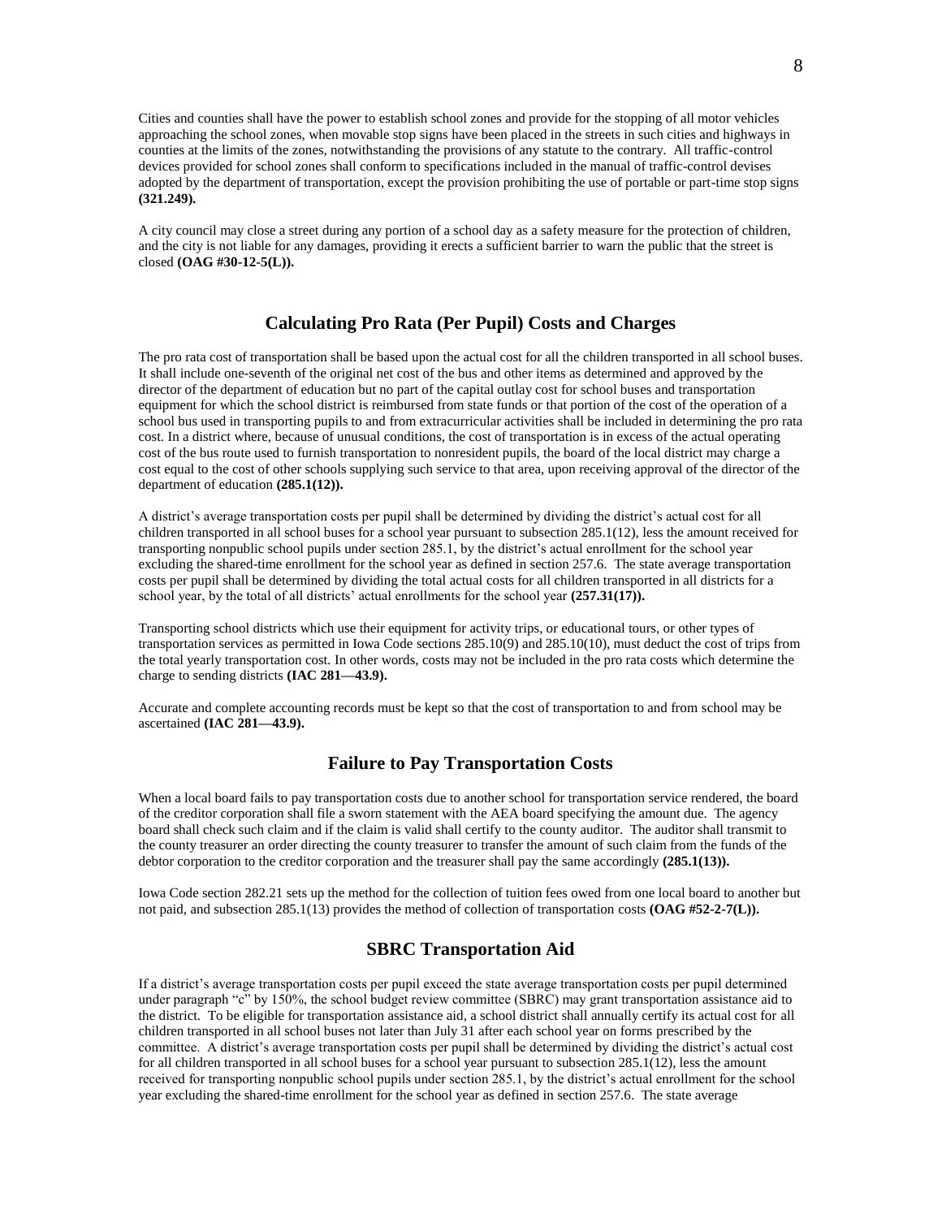Cities and counties shall have the power to establish school zones and provide for the stopping of all motor vehicles approaching the school zones, when movable stop signs have been placed in the streets in such cities and highways in counties at the limits of the zones, notwithstanding the provisions of any statute to the contrary. All traffic-control devices provided for school zones shall conform to specifications included in the manual of traffic-control devises adopted by the department of transportation, except the provision prohibiting the use of portable or part-time stop signs **(321.249).**

A city council may close a street during any portion of a school day as a safety measure for the protection of children, and the city is not liable for any damages, providing it erects a sufficient barrier to warn the public that the street is closed **(OAG #30-12-5(L)).**

## Calculating Pro Rata (Per Pupil) Costs and Charges

The pro rata cost of transportation shall be based upon the actual cost for all the children transported in all school buses. It shall include one-seventh of the original net cost of the bus and other items as determined and approved by the director of the department of education but no part of the capital outlay cost for school buses and transportation equipment for which the school district is reimbursed from state funds or that portion of the cost of the operation of a school bus used in transporting pupils to and from extracurricular activities shall be included in determining the pro rata cost. In a district where, because of unusual conditions, the cost of transportation is in excess of the actual operating cost of the bus route used to furnish transportation to nonresident pupils, the board of the local district may charge a cost equal to the cost of other schools supplying such service to that area, upon receiving approval of the director of the department of education **(285.1(12)).**

A district's average transportation costs per pupil shall be determined by dividing the district's actual cost for all children transported in all school buses for a school year pursuant to subsection 285.1(12), less the amount received for transporting nonpublic school pupils under section 285.1, by the district's actual enrollment for the school year excluding the shared-time enrollment for the school year as defined in section 257.6. The state average transportation costs per pupil shall be determined by dividing the total actual costs for all children transported in all districts for a school year, by the total of all districts' actual enrollments for the school year **(257.31(17)).**

Transporting school districts which use their equipment for activity trips, or educational tours, or other types of transportation services as permitted in Iowa Code sections 285.10(9) and 285.10(10), must deduct the cost of trips from the total yearly transportation cost. In other words, costs may not be included in the pro rata costs which determine the charge to sending districts **(IAC 281—43.9).**

Accurate and complete accounting records must be kept so that the cost of transportation to and from school may be ascertained **(IAC 281—43.9).**

## Failure to Pay Transportation Costs

When a local board fails to pay transportation costs due to another school for transportation service rendered, the board of the creditor corporation shall file a sworn statement with the AEA board specifying the amount due. The agency board shall check such claim and if the claim is valid shall certify to the county auditor. The auditor shall transmit to the county treasurer an order directing the county treasurer to transfer the amount of such claim from the funds of the debtor corporation to the creditor corporation and the treasurer shall pay the same accordingly **(285.1(13)).**

Iowa Code section 282.21 sets up the method for the collection of tuition fees owed from one local board to another but not paid, and subsection 285.1(13) provides the method of collection of transportation costs **(OAG #52-2-7(L)).**

## SBRC Transportation Aid

If a district's average transportation costs per pupil exceed the state average transportation costs per pupil determined under paragraph "c" by 150%, the school budget review committee (SBRC) may grant transportation assistance aid to the district. To be eligible for transportation assistance aid, a school district shall annually certify its actual cost for all children transported in all school buses not later than July 31 after each school year on forms prescribed by the committee. A district's average transportation costs per pupil shall be determined by dividing the district's actual cost for all children transported in all school buses for a school year pursuant to subsection 285.1(12), less the amount received for transporting nonpublic school pupils under section 285.1, by the district's actual enrollment for the school year excluding the shared-time enrollment for the school year as defined in section 257.6. The state average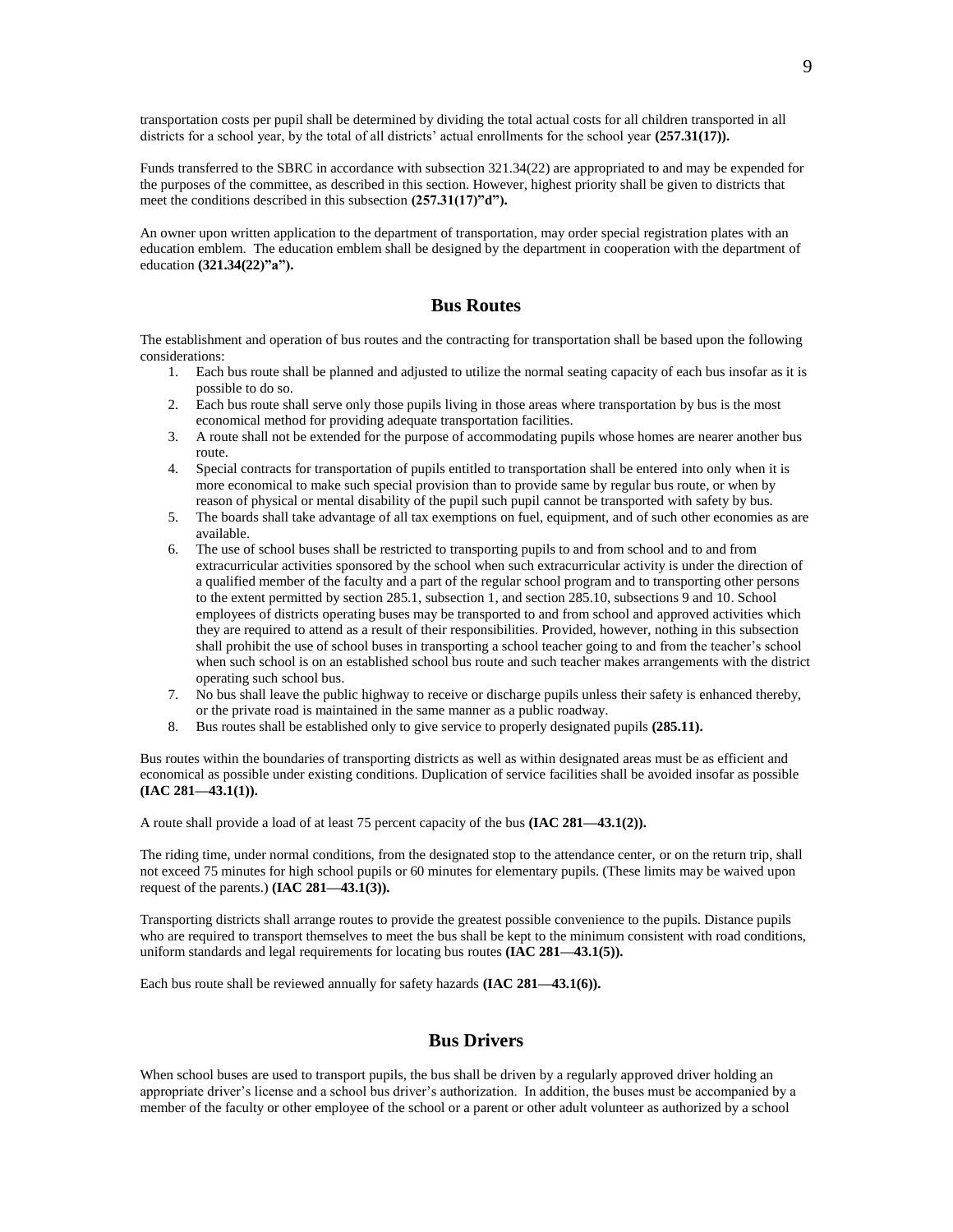transportation costs per pupil shall be determined by dividing the total actual costs for all children transported in all districts for a school year, by the total of all districts' actual enrollments for the school year **(257.31(17)).**

Funds transferred to the SBRC in accordance with subsection 321.34(22) are appropriated to and may be expended for the purposes of the committee, as described in this section. However, highest priority shall be given to districts that meet the conditions described in this subsection **(257.31(17)"d").**

An owner upon written application to the department of transportation, may order special registration plates with an education emblem. The education emblem shall be designed by the department in cooperation with the department of education **(321.34(22)"a").**

## Bus Routes

The establishment and operation of bus routes and the contracting for transportation shall be based upon the following considerations:

1. Each bus route shall be planned and adjusted to utilize the normal seating capacity of each bus insofar as it is possible to do so.
2. Each bus route shall serve only those pupils living in those areas where transportation by bus is the most economical method for providing adequate transportation facilities.
3. A route shall not be extended for the purpose of accommodating pupils whose homes are nearer another bus route.
4. Special contracts for transportation of pupils entitled to transportation shall be entered into only when it is more economical to make such special provision than to provide same by regular bus route, or when by reason of physical or mental disability of the pupil such pupil cannot be transported with safety by bus.
5. The boards shall take advantage of all tax exemptions on fuel, equipment, and of such other economies as are available.
6. The use of school buses shall be restricted to transporting pupils to and from school and to and from extracurricular activities sponsored by the school when such extracurricular activity is under the direction of a qualified member of the faculty and a part of the regular school program and to transporting other persons to the extent permitted by section 285.1, subsection 1, and section 285.10, subsections 9 and 10. School employees of districts operating buses may be transported to and from school and approved activities which they are required to attend as a result of their responsibilities. Provided, however, nothing in this subsection shall prohibit the use of school buses in transporting a school teacher going to and from the teacher's school when such school is on an established school bus route and such teacher makes arrangements with the district operating such school bus.
7. No bus shall leave the public highway to receive or discharge pupils unless their safety is enhanced thereby, or the private road is maintained in the same manner as a public roadway.
8. Bus routes shall be established only to give service to properly designated pupils **(285.11).**

Bus routes within the boundaries of transporting districts as well as within designated areas must be as efficient and economical as possible under existing conditions. Duplication of service facilities shall be avoided insofar as possible **(IAC 281—43.1(1)).**

A route shall provide a load of at least 75 percent capacity of the bus **(IAC 281—43.1(2)).**

The riding time, under normal conditions, from the designated stop to the attendance center, or on the return trip, shall not exceed 75 minutes for high school pupils or 60 minutes for elementary pupils. (These limits may be waived upon request of the parents.) **(IAC 281—43.1(3)).**

Transporting districts shall arrange routes to provide the greatest possible convenience to the pupils. Distance pupils who are required to transport themselves to meet the bus shall be kept to the minimum consistent with road conditions, uniform standards and legal requirements for locating bus routes **(IAC 281—43.1(5)).**

Each bus route shall be reviewed annually for safety hazards **(IAC 281—43.1(6)).**

## Bus Drivers

When school buses are used to transport pupils, the bus shall be driven by a regularly approved driver holding an appropriate driver's license and a school bus driver's authorization. In addition, the buses must be accompanied by a member of the faculty or other employee of the school or a parent or other adult volunteer as authorized by a school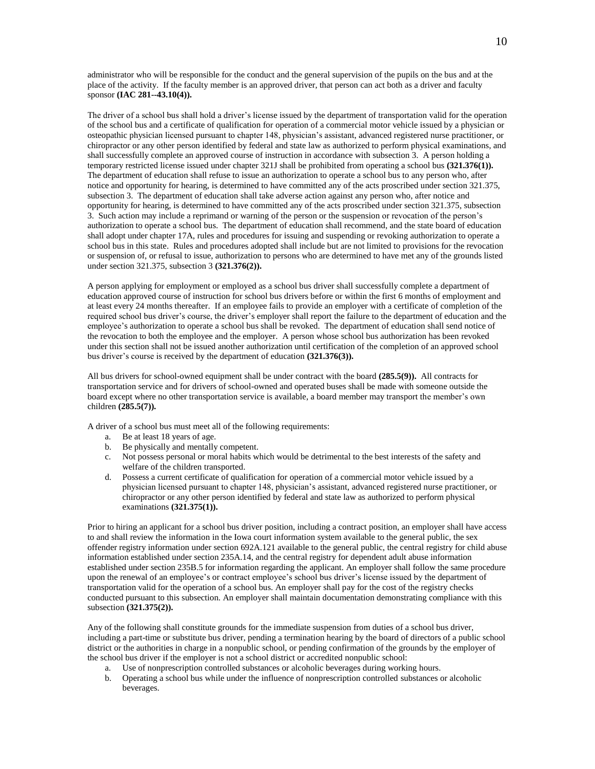administrator who will be responsible for the conduct and the general supervision of the pupils on the bus and at the place of the activity. If the faculty member is an approved driver, that person can act both as a driver and faculty sponsor **(IAC 281--43.10(4)).**

The driver of a school bus shall hold a driver's license issued by the department of transportation valid for the operation of the school bus and a certificate of qualification for operation of a commercial motor vehicle issued by a physician or osteopathic physician licensed pursuant to chapter 148, physician's assistant, advanced registered nurse practitioner, or chiropractor or any other person identified by federal and state law as authorized to perform physical examinations, and shall successfully complete an approved course of instruction in accordance with subsection 3. A person holding a temporary restricted license issued under chapter 321J shall be prohibited from operating a school bus **(321.376(1)).** The department of education shall refuse to issue an authorization to operate a school bus to any person who, after notice and opportunity for hearing, is determined to have committed any of the acts proscribed under section 321.375, subsection 3. The department of education shall take adverse action against any person who, after notice and opportunity for hearing, is determined to have committed any of the acts proscribed under section 321.375, subsection 3. Such action may include a reprimand or warning of the person or the suspension or revocation of the person's authorization to operate a school bus. The department of education shall recommend, and the state board of education shall adopt under chapter 17A, rules and procedures for issuing and suspending or revoking authorization to operate a school bus in this state. Rules and procedures adopted shall include but are not limited to provisions for the revocation or suspension of, or refusal to issue, authorization to persons who are determined to have met any of the grounds listed under section 321.375, subsection 3 **(321.376(2)).**

A person applying for employment or employed as a school bus driver shall successfully complete a department of education approved course of instruction for school bus drivers before or within the first 6 months of employment and at least every 24 months thereafter. If an employee fails to provide an employer with a certificate of completion of the required school bus driver's course, the driver's employer shall report the failure to the department of education and the employee's authorization to operate a school bus shall be revoked. The department of education shall send notice of the revocation to both the employee and the employer. A person whose school bus authorization has been revoked under this section shall not be issued another authorization until certification of the completion of an approved school bus driver's course is received by the department of education **(321.376(3)).**

All bus drivers for school-owned equipment shall be under contract with the board **(285.5(9)).** All contracts for transportation service and for drivers of school-owned and operated buses shall be made with someone outside the board except where no other transportation service is available, a board member may transport the member's own children **(285.5(7)).**

A driver of a school bus must meet all of the following requirements:

a. Be at least 18 years of age.
b. Be physically and mentally competent.
c. Not possess personal or moral habits which would be detrimental to the best interests of the safety and welfare of the children transported.
d. Possess a current certificate of qualification for operation of a commercial motor vehicle issued by a physician licensed pursuant to chapter 148, physician's assistant, advanced registered nurse practitioner, or chiropractor or any other person identified by federal and state law as authorized to perform physical examinations **(321.375(1)).**

Prior to hiring an applicant for a school bus driver position, including a contract position, an employer shall have access to and shall review the information in the Iowa court information system available to the general public, the sex offender registry information under section 692A.121 available to the general public, the central registry for child abuse information established under section 235A.14, and the central registry for dependent adult abuse information established under section 235B.5 for information regarding the applicant. An employer shall follow the same procedure upon the renewal of an employee's or contract employee's school bus driver's license issued by the department of transportation valid for the operation of a school bus. An employer shall pay for the cost of the registry checks conducted pursuant to this subsection. An employer shall maintain documentation demonstrating compliance with this subsection **(321.375(2)).**

Any of the following shall constitute grounds for the immediate suspension from duties of a school bus driver, including a part-time or substitute bus driver, pending a termination hearing by the board of directors of a public school district or the authorities in charge in a nonpublic school, or pending confirmation of the grounds by the employer of the school bus driver if the employer is not a school district or accredited nonpublic school:

a. Use of nonprescription controlled substances or alcoholic beverages during working hours.
b. Operating a school bus while under the influence of nonprescription controlled substances or alcoholic beverages.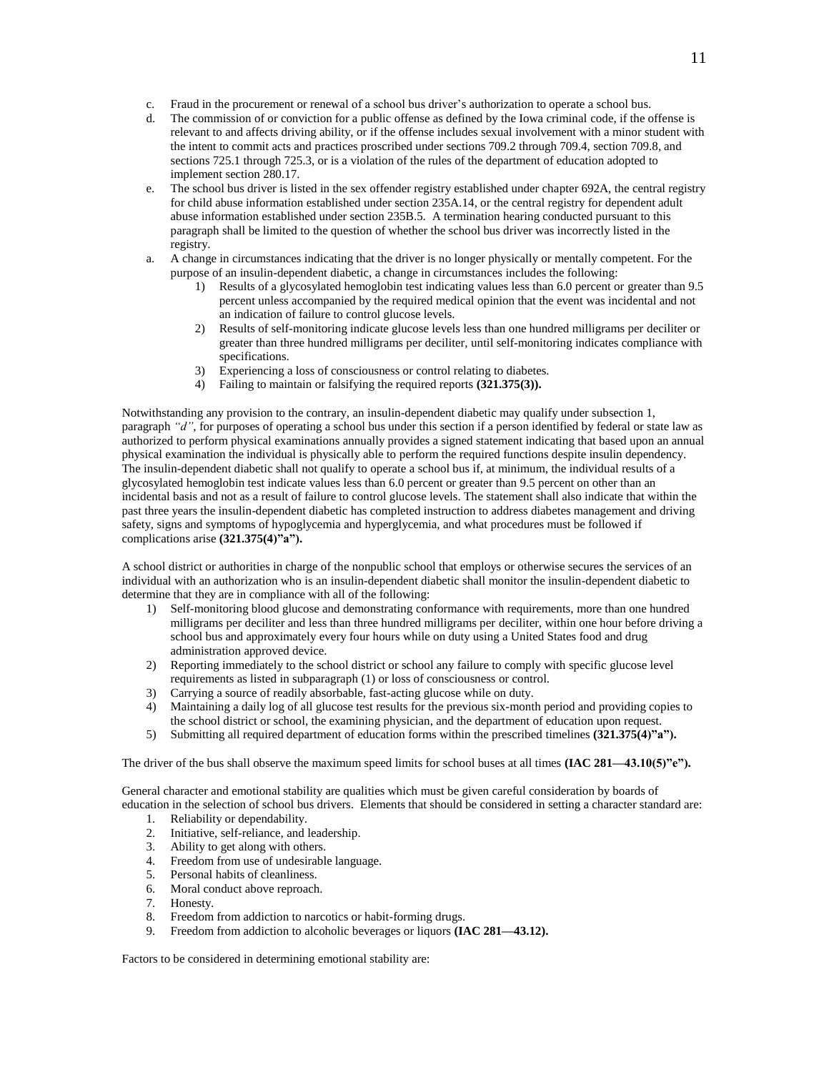c. Fraud in the procurement or renewal of a school bus driver's authorization to operate a school bus.
d. The commission of or conviction for a public offense as defined by the Iowa criminal code, if the offense is relevant to and affects driving ability, or if the offense includes sexual involvement with a minor student with the intent to commit acts and practices proscribed under sections 709.2 through 709.4, section 709.8, and sections 725.1 through 725.3, or is a violation of the rules of the department of education adopted to implement section 280.17.
e. The school bus driver is listed in the sex offender registry established under chapter 692A, the central registry for child abuse information established under section 235A.14, or the central registry for dependent adult abuse information established under section 235B.5. A termination hearing conducted pursuant to this paragraph shall be limited to the question of whether the school bus driver was incorrectly listed in the registry.
a. A change in circumstances indicating that the driver is no longer physically or mentally competent. For the purpose of an insulin-dependent diabetic, a change in circumstances includes the following:
    1) Results of a glycosylated hemoglobin test indicating values less than 6.0 percent or greater than 9.5 percent unless accompanied by the required medical opinion that the event was incidental and not an indication of failure to control glucose levels.
    2) Results of self-monitoring indicate glucose levels less than one hundred milligrams per deciliter or greater than three hundred milligrams per deciliter, until self-monitoring indicates compliance with specifications.
    3) Experiencing a loss of consciousness or control relating to diabetes.
    4) Failing to maintain or falsifying the required reports **(321.375(3)).**

Notwithstanding any provision to the contrary, an insulin-dependent diabetic may qualify under subsection 1, paragraph *"d"*, for purposes of operating a school bus under this section if a person identified by federal or state law as authorized to perform physical examinations annually provides a signed statement indicating that based upon an annual physical examination the individual is physically able to perform the required functions despite insulin dependency. The insulin-dependent diabetic shall not qualify to operate a school bus if, at minimum, the individual results of a glycosylated hemoglobin test indicate values less than 6.0 percent or greater than 9.5 percent on other than an incidental basis and not as a result of failure to control glucose levels. The statement shall also indicate that within the past three years the insulin-dependent diabetic has completed instruction to address diabetes management and driving safety, signs and symptoms of hypoglycemia and hyperglycemia, and what procedures must be followed if complications arise **(321.375(4)"a").**

A school district or authorities in charge of the nonpublic school that employs or otherwise secures the services of an individual with an authorization who is an insulin-dependent diabetic shall monitor the insulin-dependent diabetic to determine that they are in compliance with all of the following:

1) Self-monitoring blood glucose and demonstrating conformance with requirements, more than one hundred milligrams per deciliter and less than three hundred milligrams per deciliter, within one hour before driving a school bus and approximately every four hours while on duty using a United States food and drug administration approved device.
2) Reporting immediately to the school district or school any failure to comply with specific glucose level requirements as listed in subparagraph (1) or loss of consciousness or control.
3) Carrying a source of readily absorbable, fast-acting glucose while on duty.
4) Maintaining a daily log of all glucose test results for the previous six-month period and providing copies to the school district or school, the examining physician, and the department of education upon request.
5) Submitting all required department of education forms within the prescribed timelines **(321.375(4)"a").**

The driver of the bus shall observe the maximum speed limits for school buses at all times **(IAC 281—43.10(5)"e").**

General character and emotional stability are qualities which must be given careful consideration by boards of education in the selection of school bus drivers. Elements that should be considered in setting a character standard are:

1. Reliability or dependability.
2. Initiative, self-reliance, and leadership.
3. Ability to get along with others.
4. Freedom from use of undesirable language.
5. Personal habits of cleanliness.
6. Moral conduct above reproach.
7. Honesty.
8. Freedom from addiction to narcotics or habit-forming drugs.
9. Freedom from addiction to alcoholic beverages or liquors **(IAC 281—43.12).**

Factors to be considered in determining emotional stability are: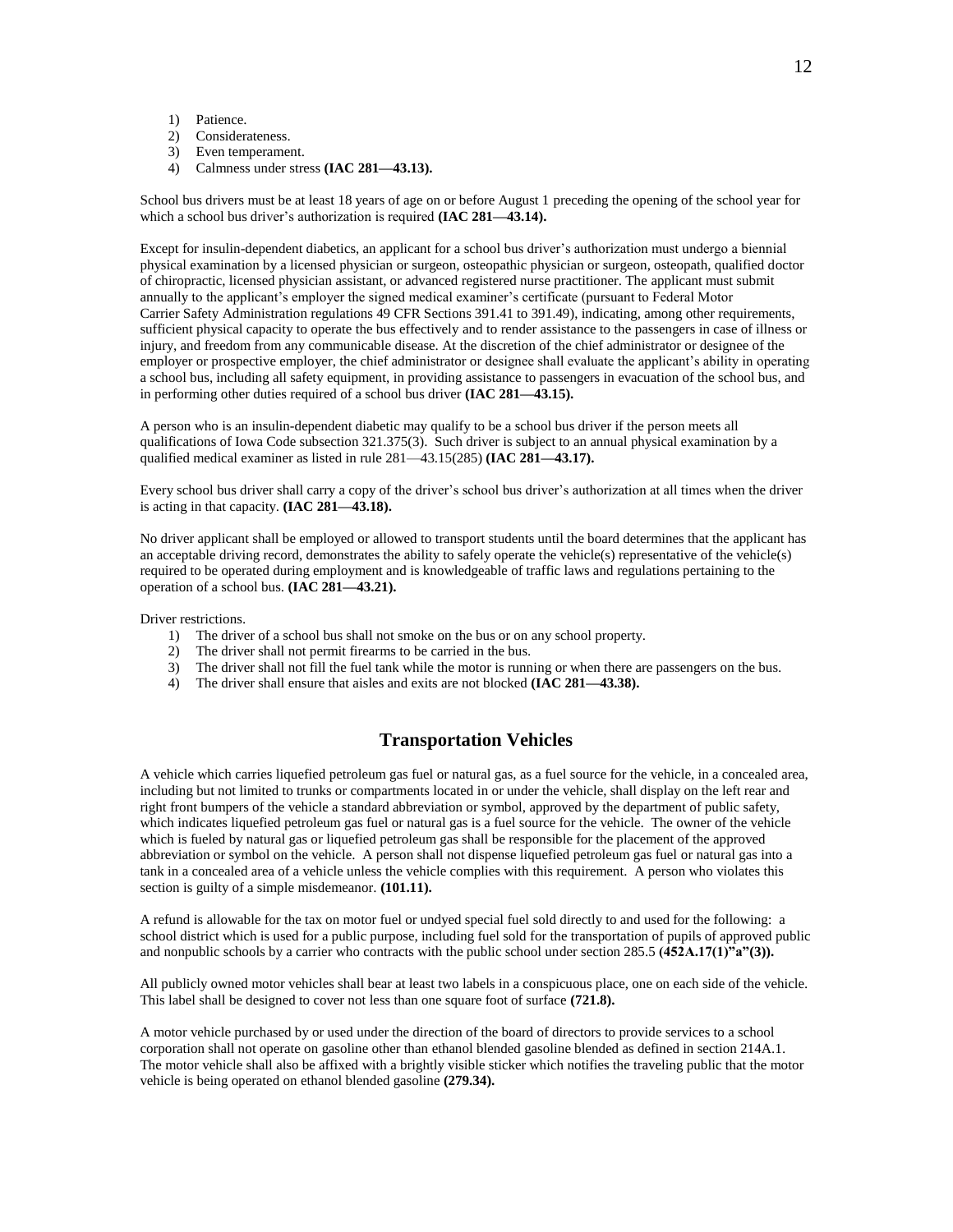1) Patience.
2) Considerateness.
3) Even temperament.
4) Calmness under stress **(IAC 281—43.13).**

School bus drivers must be at least 18 years of age on or before August 1 preceding the opening of the school year for which a school bus driver's authorization is required **(IAC 281—43.14).**

Except for insulin-dependent diabetics, an applicant for a school bus driver's authorization must undergo a biennial physical examination by a licensed physician or surgeon, osteopathic physician or surgeon, osteopath, qualified doctor of chiropractic, licensed physician assistant, or advanced registered nurse practitioner. The applicant must submit annually to the applicant's employer the signed medical examiner's certificate (pursuant to Federal Motor Carrier Safety Administration regulations 49 CFR Sections 391.41 to 391.49), indicating, among other requirements, sufficient physical capacity to operate the bus effectively and to render assistance to the passengers in case of illness or injury, and freedom from any communicable disease. At the discretion of the chief administrator or designee of the employer or prospective employer, the chief administrator or designee shall evaluate the applicant's ability in operating a school bus, including all safety equipment, in providing assistance to passengers in evacuation of the school bus, and in performing other duties required of a school bus driver **(IAC 281—43.15).**

A person who is an insulin-dependent diabetic may qualify to be a school bus driver if the person meets all qualifications of Iowa Code subsection 321.375(3). Such driver is subject to an annual physical examination by a qualified medical examiner as listed in rule 281—43.15(285) **(IAC 281—43.17).**

Every school bus driver shall carry a copy of the driver's school bus driver's authorization at all times when the driver is acting in that capacity. **(IAC 281—43.18).**

No driver applicant shall be employed or allowed to transport students until the board determines that the applicant has an acceptable driving record, demonstrates the ability to safely operate the vehicle(s) representative of the vehicle(s) required to be operated during employment and is knowledgeable of traffic laws and regulations pertaining to the operation of a school bus. **(IAC 281—43.21).**

Driver restrictions.

1) The driver of a school bus shall not smoke on the bus or on any school property.
2) The driver shall not permit firearms to be carried in the bus.
3) The driver shall not fill the fuel tank while the motor is running or when there are passengers on the bus.
4) The driver shall ensure that aisles and exits are not blocked **(IAC 281—43.38).**

## Transportation Vehicles

A vehicle which carries liquefied petroleum gas fuel or natural gas, as a fuel source for the vehicle, in a concealed area, including but not limited to trunks or compartments located in or under the vehicle, shall display on the left rear and right front bumpers of the vehicle a standard abbreviation or symbol, approved by the department of public safety, which indicates liquefied petroleum gas fuel or natural gas is a fuel source for the vehicle. The owner of the vehicle which is fueled by natural gas or liquefied petroleum gas shall be responsible for the placement of the approved abbreviation or symbol on the vehicle. A person shall not dispense liquefied petroleum gas fuel or natural gas into a tank in a concealed area of a vehicle unless the vehicle complies with this requirement. A person who violates this section is guilty of a simple misdemeanor. **(101.11).**

A refund is allowable for the tax on motor fuel or undyed special fuel sold directly to and used for the following: a school district which is used for a public purpose, including fuel sold for the transportation of pupils of approved public and nonpublic schools by a carrier who contracts with the public school under section 285.5 **(452A.17(1)"a"(3)).**

All publicly owned motor vehicles shall bear at least two labels in a conspicuous place, one on each side of the vehicle. This label shall be designed to cover not less than one square foot of surface **(721.8).**

A motor vehicle purchased by or used under the direction of the board of directors to provide services to a school corporation shall not operate on gasoline other than ethanol blended gasoline blended as defined in section 214A.1. The motor vehicle shall also be affixed with a brightly visible sticker which notifies the traveling public that the motor vehicle is being operated on ethanol blended gasoline **(279.34).**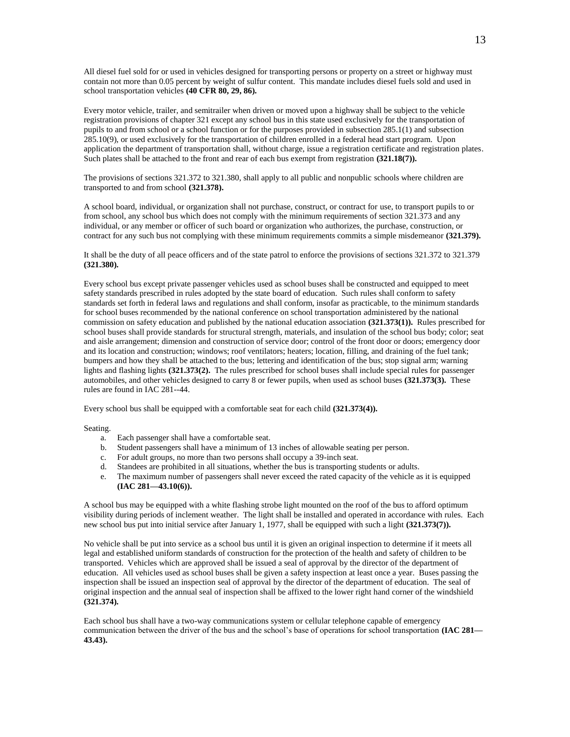All diesel fuel sold for or used in vehicles designed for transporting persons or property on a street or highway must contain not more than 0.05 percent by weight of sulfur content. This mandate includes diesel fuels sold and used in school transportation vehicles **(40 CFR 80, 29, 86).**

Every motor vehicle, trailer, and semitrailer when driven or moved upon a highway shall be subject to the vehicle registration provisions of chapter 321 except any school bus in this state used exclusively for the transportation of pupils to and from school or a school function or for the purposes provided in subsection 285.1(1) and subsection 285.10(9), or used exclusively for the transportation of children enrolled in a federal head start program. Upon application the department of transportation shall, without charge, issue a registration certificate and registration plates. Such plates shall be attached to the front and rear of each bus exempt from registration **(321.18(7)).**

The provisions of sections 321.372 to 321.380, shall apply to all public and nonpublic schools where children are transported to and from school **(321.378).**

A school board, individual, or organization shall not purchase, construct, or contract for use, to transport pupils to or from school, any school bus which does not comply with the minimum requirements of section 321.373 and any individual, or any member or officer of such board or organization who authorizes, the purchase, construction, or contract for any such bus not complying with these minimum requirements commits a simple misdemeanor **(321.379).**

It shall be the duty of all peace officers and of the state patrol to enforce the provisions of sections 321.372 to 321.379 **(321.380).**

Every school bus except private passenger vehicles used as school buses shall be constructed and equipped to meet safety standards prescribed in rules adopted by the state board of education. Such rules shall conform to safety standards set forth in federal laws and regulations and shall conform, insofar as practicable, to the minimum standards for school buses recommended by the national conference on school transportation administered by the national commission on safety education and published by the national education association **(321.373(1)).** Rules prescribed for school buses shall provide standards for structural strength, materials, and insulation of the school bus body; color; seat and aisle arrangement; dimension and construction of service door; control of the front door or doors; emergency door and its location and construction; windows; roof ventilators; heaters; location, filling, and draining of the fuel tank; bumpers and how they shall be attached to the bus; lettering and identification of the bus; stop signal arm; warning lights and flashing lights **(321.373(2).** The rules prescribed for school buses shall include special rules for passenger automobiles, and other vehicles designed to carry 8 or fewer pupils, when used as school buses **(321.373(3).** These rules are found in IAC 281--44.

Every school bus shall be equipped with a comfortable seat for each child **(321.373(4)).**

Seating.

a. Each passenger shall have a comfortable seat.
b. Student passengers shall have a minimum of 13 inches of allowable seating per person.
c. For adult groups, no more than two persons shall occupy a 39-inch seat.
d. Standees are prohibited in all situations, whether the bus is transporting students or adults.
e. The maximum number of passengers shall never exceed the rated capacity of the vehicle as it is equipped **(IAC 281—43.10(6)).**

A school bus may be equipped with a white flashing strobe light mounted on the roof of the bus to afford optimum visibility during periods of inclement weather. The light shall be installed and operated in accordance with rules. Each new school bus put into initial service after January 1, 1977, shall be equipped with such a light **(321.373(7)).**

No vehicle shall be put into service as a school bus until it is given an original inspection to determine if it meets all legal and established uniform standards of construction for the protection of the health and safety of children to be transported. Vehicles which are approved shall be issued a seal of approval by the director of the department of education. All vehicles used as school buses shall be given a safety inspection at least once a year. Buses passing the inspection shall be issued an inspection seal of approval by the director of the department of education. The seal of original inspection and the annual seal of inspection shall be affixed to the lower right hand corner of the windshield **(321.374).**

Each school bus shall have a two-way communications system or cellular telephone capable of emergency communication between the driver of the bus and the school's base of operations for school transportation **(IAC 281—43.43).**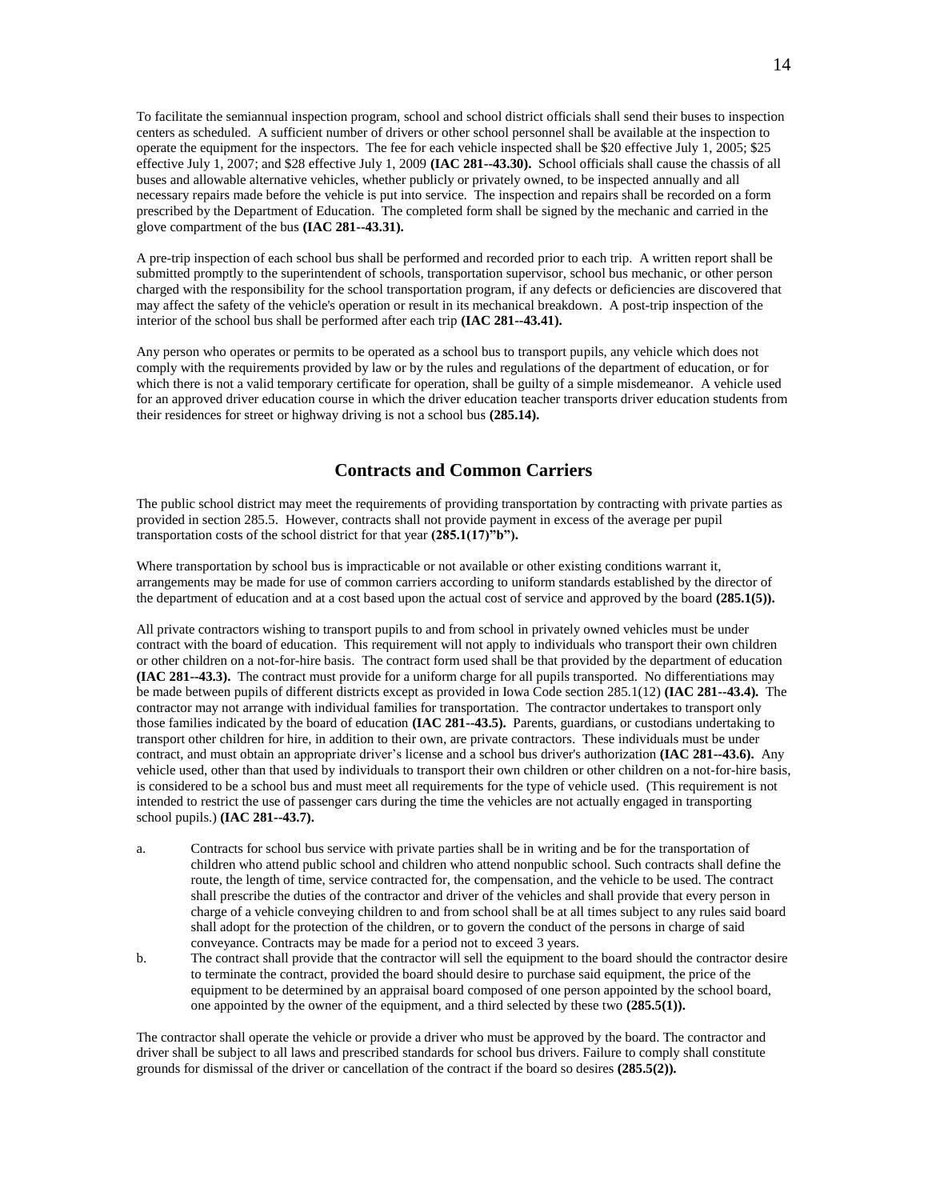To facilitate the semiannual inspection program, school and school district officials shall send their buses to inspection centers as scheduled. A sufficient number of drivers or other school personnel shall be available at the inspection to operate the equipment for the inspectors. The fee for each vehicle inspected shall be $20 effective July 1, 2005; $25 effective July 1, 2007; and $28 effective July 1, 2009 **(IAC 281--43.30).** School officials shall cause the chassis of all buses and allowable alternative vehicles, whether publicly or privately owned, to be inspected annually and all necessary repairs made before the vehicle is put into service. The inspection and repairs shall be recorded on a form prescribed by the Department of Education. The completed form shall be signed by the mechanic and carried in the glove compartment of the bus **(IAC 281--43.31).**

A pre-trip inspection of each school bus shall be performed and recorded prior to each trip. A written report shall be submitted promptly to the superintendent of schools, transportation supervisor, school bus mechanic, or other person charged with the responsibility for the school transportation program, if any defects or deficiencies are discovered that may affect the safety of the vehicle's operation or result in its mechanical breakdown. A post-trip inspection of the interior of the school bus shall be performed after each trip **(IAC 281--43.41).**

Any person who operates or permits to be operated as a school bus to transport pupils, any vehicle which does not comply with the requirements provided by law or by the rules and regulations of the department of education, or for which there is not a valid temporary certificate for operation, shall be guilty of a simple misdemeanor. A vehicle used for an approved driver education course in which the driver education teacher transports driver education students from their residences for street or highway driving is not a school bus **(285.14).**

## Contracts and Common Carriers

The public school district may meet the requirements of providing transportation by contracting with private parties as provided in section 285.5. However, contracts shall not provide payment in excess of the average per pupil transportation costs of the school district for that year **(285.1(17)"b").**

Where transportation by school bus is impracticable or not available or other existing conditions warrant it, arrangements may be made for use of common carriers according to uniform standards established by the director of the department of education and at a cost based upon the actual cost of service and approved by the board **(285.1(5)).**

All private contractors wishing to transport pupils to and from school in privately owned vehicles must be under contract with the board of education. This requirement will not apply to individuals who transport their own children or other children on a not-for-hire basis. The contract form used shall be that provided by the department of education **(IAC 281--43.3).** The contract must provide for a uniform charge for all pupils transported. No differentiations may be made between pupils of different districts except as provided in Iowa Code section 285.1(12) **(IAC 281--43.4).** The contractor may not arrange with individual families for transportation. The contractor undertakes to transport only those families indicated by the board of education **(IAC 281--43.5).** Parents, guardians, or custodians undertaking to transport other children for hire, in addition to their own, are private contractors. These individuals must be under contract, and must obtain an appropriate driver's license and a school bus driver's authorization **(IAC 281--43.6).** Any vehicle used, other than that used by individuals to transport their own children or other children on a not-for-hire basis, is considered to be a school bus and must meet all requirements for the type of vehicle used. (This requirement is not intended to restrict the use of passenger cars during the time the vehicles are not actually engaged in transporting school pupils.) **(IAC 281--43.7).**

a. Contracts for school bus service with private parties shall be in writing and be for the transportation of children who attend public school and children who attend nonpublic school. Such contracts shall define the route, the length of time, service contracted for, the compensation, and the vehicle to be used. The contract shall prescribe the duties of the contractor and driver of the vehicles and shall provide that every person in charge of a vehicle conveying children to and from school shall be at all times subject to any rules said board shall adopt for the protection of the children, or to govern the conduct of the persons in charge of said conveyance. Contracts may be made for a period not to exceed 3 years.

b. The contract shall provide that the contractor will sell the equipment to the board should the contractor desire to terminate the contract, provided the board should desire to purchase said equipment, the price of the equipment to be determined by an appraisal board composed of one person appointed by the school board, one appointed by the owner of the equipment, and a third selected by these two **(285.5(1)).**

The contractor shall operate the vehicle or provide a driver who must be approved by the board. The contractor and driver shall be subject to all laws and prescribed standards for school bus drivers. Failure to comply shall constitute grounds for dismissal of the driver or cancellation of the contract if the board so desires **(285.5(2)).**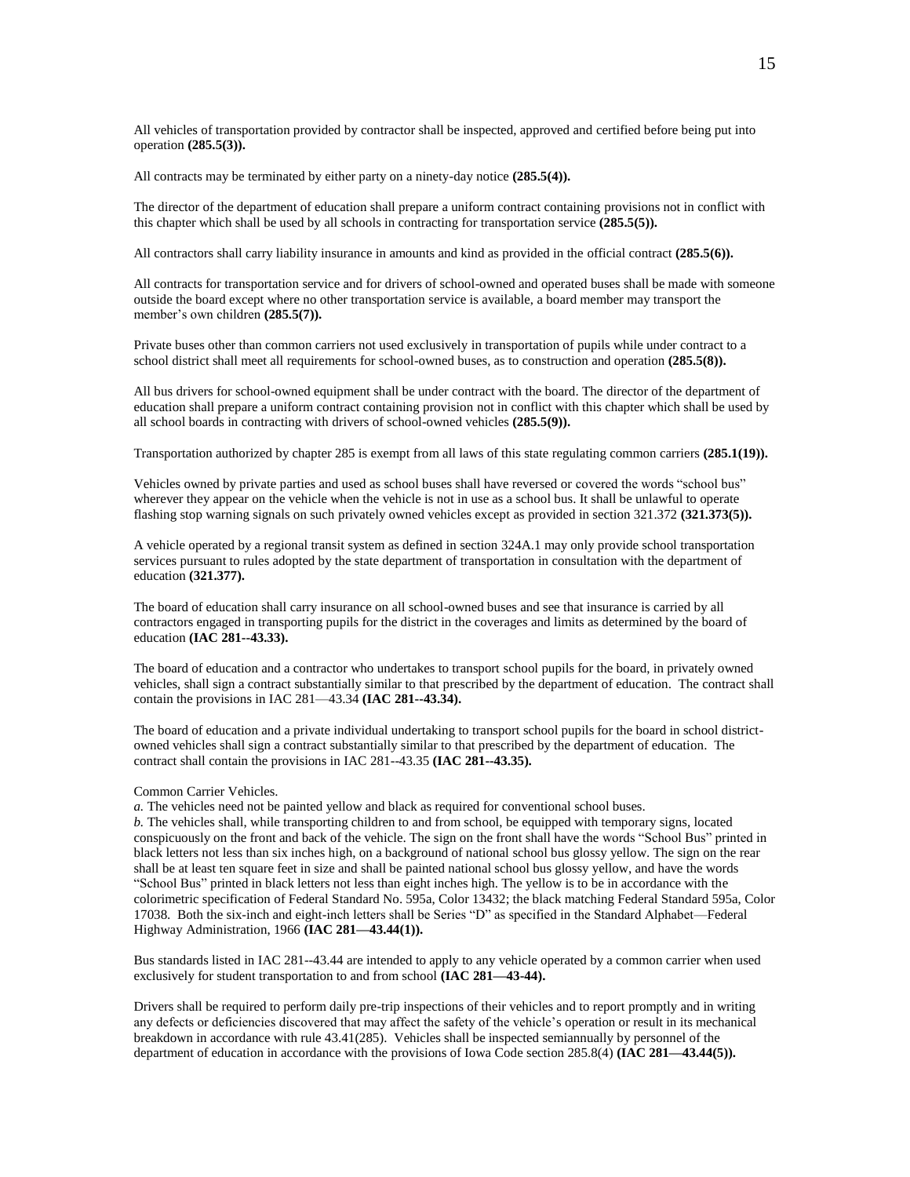All vehicles of transportation provided by contractor shall be inspected, approved and certified before being put into operation **(285.5(3)).**

All contracts may be terminated by either party on a ninety-day notice **(285.5(4)).**

The director of the department of education shall prepare a uniform contract containing provisions not in conflict with this chapter which shall be used by all schools in contracting for transportation service **(285.5(5)).**

All contractors shall carry liability insurance in amounts and kind as provided in the official contract **(285.5(6)).**

All contracts for transportation service and for drivers of school-owned and operated buses shall be made with someone outside the board except where no other transportation service is available, a board member may transport the member's own children **(285.5(7)).**

Private buses other than common carriers not used exclusively in transportation of pupils while under contract to a school district shall meet all requirements for school-owned buses, as to construction and operation **(285.5(8)).**

All bus drivers for school-owned equipment shall be under contract with the board. The director of the department of education shall prepare a uniform contract containing provision not in conflict with this chapter which shall be used by all school boards in contracting with drivers of school-owned vehicles **(285.5(9)).**

Transportation authorized by chapter 285 is exempt from all laws of this state regulating common carriers **(285.1(19)).**

Vehicles owned by private parties and used as school buses shall have reversed or covered the words "school bus" wherever they appear on the vehicle when the vehicle is not in use as a school bus. It shall be unlawful to operate flashing stop warning signals on such privately owned vehicles except as provided in section 321.372 **(321.373(5)).**

A vehicle operated by a regional transit system as defined in section 324A.1 may only provide school transportation services pursuant to rules adopted by the state department of transportation in consultation with the department of education **(321.377).**

The board of education shall carry insurance on all school-owned buses and see that insurance is carried by all contractors engaged in transporting pupils for the district in the coverages and limits as determined by the board of education **(IAC 281--43.33).**

The board of education and a contractor who undertakes to transport school pupils for the board, in privately owned vehicles, shall sign a contract substantially similar to that prescribed by the department of education. The contract shall contain the provisions in IAC 281—43.34 **(IAC 281--43.34).**

The board of education and a private individual undertaking to transport school pupils for the board in school district-owned vehicles shall sign a contract substantially similar to that prescribed by the department of education. The contract shall contain the provisions in IAC 281--43.35 **(IAC 281--43.35).**

Common Carrier Vehicles.
*a.* The vehicles need not be painted yellow and black as required for conventional school buses.
*b.* The vehicles shall, while transporting children to and from school, be equipped with temporary signs, located conspicuously on the front and back of the vehicle. The sign on the front shall have the words "School Bus" printed in black letters not less than six inches high, on a background of national school bus glossy yellow. The sign on the rear shall be at least ten square feet in size and shall be painted national school bus glossy yellow, and have the words "School Bus" printed in black letters not less than eight inches high. The yellow is to be in accordance with the colorimetric specification of Federal Standard No. 595a, Color 13432; the black matching Federal Standard 595a, Color 17038. Both the six-inch and eight-inch letters shall be Series "D" as specified in the Standard Alphabet—Federal Highway Administration, 1966 **(IAC 281—43.44(1)).**

Bus standards listed in IAC 281--43.44 are intended to apply to any vehicle operated by a common carrier when used exclusively for student transportation to and from school **(IAC 281—43-44).**

Drivers shall be required to perform daily pre-trip inspections of their vehicles and to report promptly and in writing any defects or deficiencies discovered that may affect the safety of the vehicle's operation or result in its mechanical breakdown in accordance with rule 43.41(285). Vehicles shall be inspected semiannually by personnel of the department of education in accordance with the provisions of Iowa Code section 285.8(4) **(IAC 281—43.44(5)).**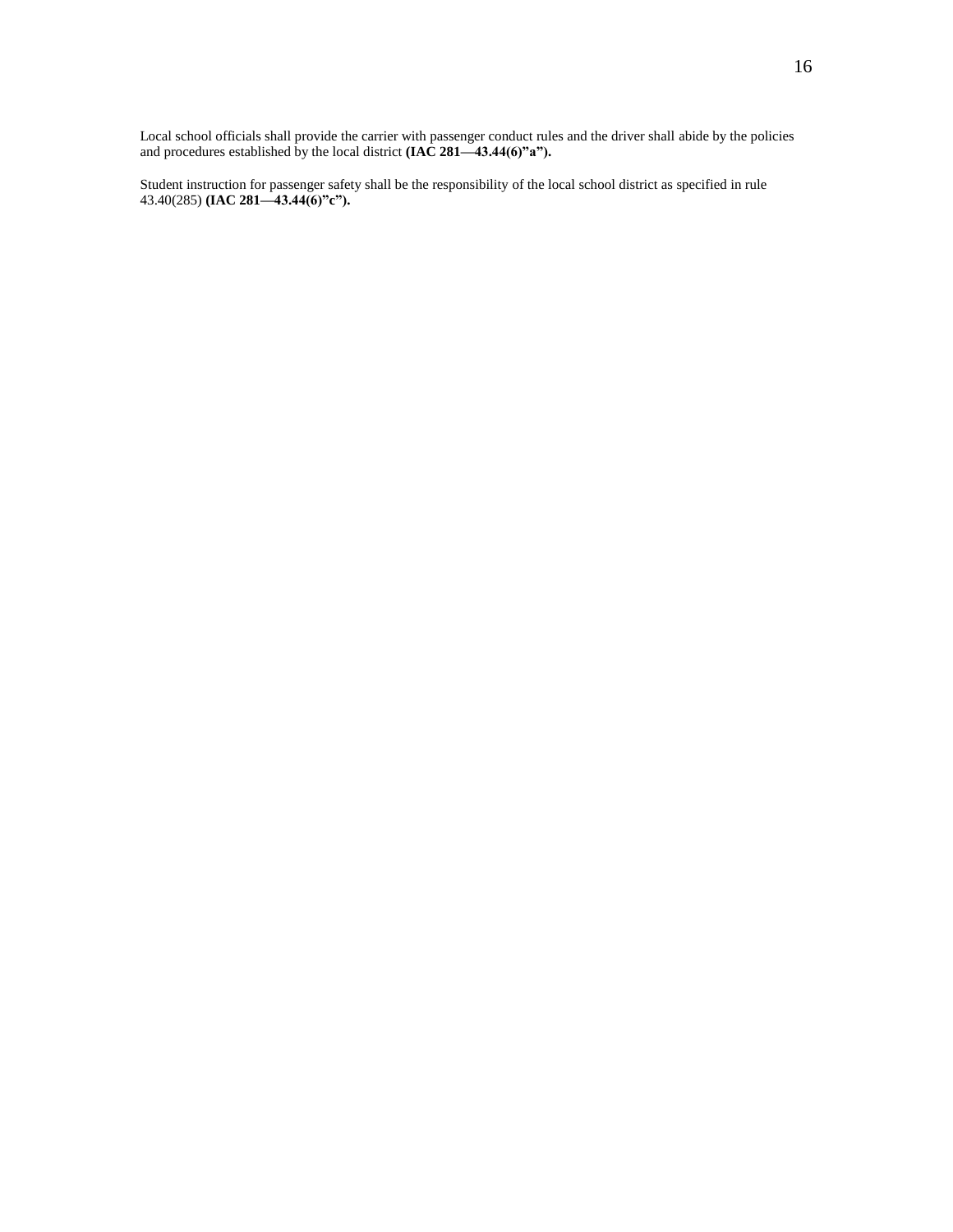Local school officials shall provide the carrier with passenger conduct rules and the driver shall abide by the policies and procedures established by the local district **(IAC 281—43.44(6)"a").**

Student instruction for passenger safety shall be the responsibility of the local school district as specified in rule 43.40(285) **(IAC 281—43.44(6)"c").**